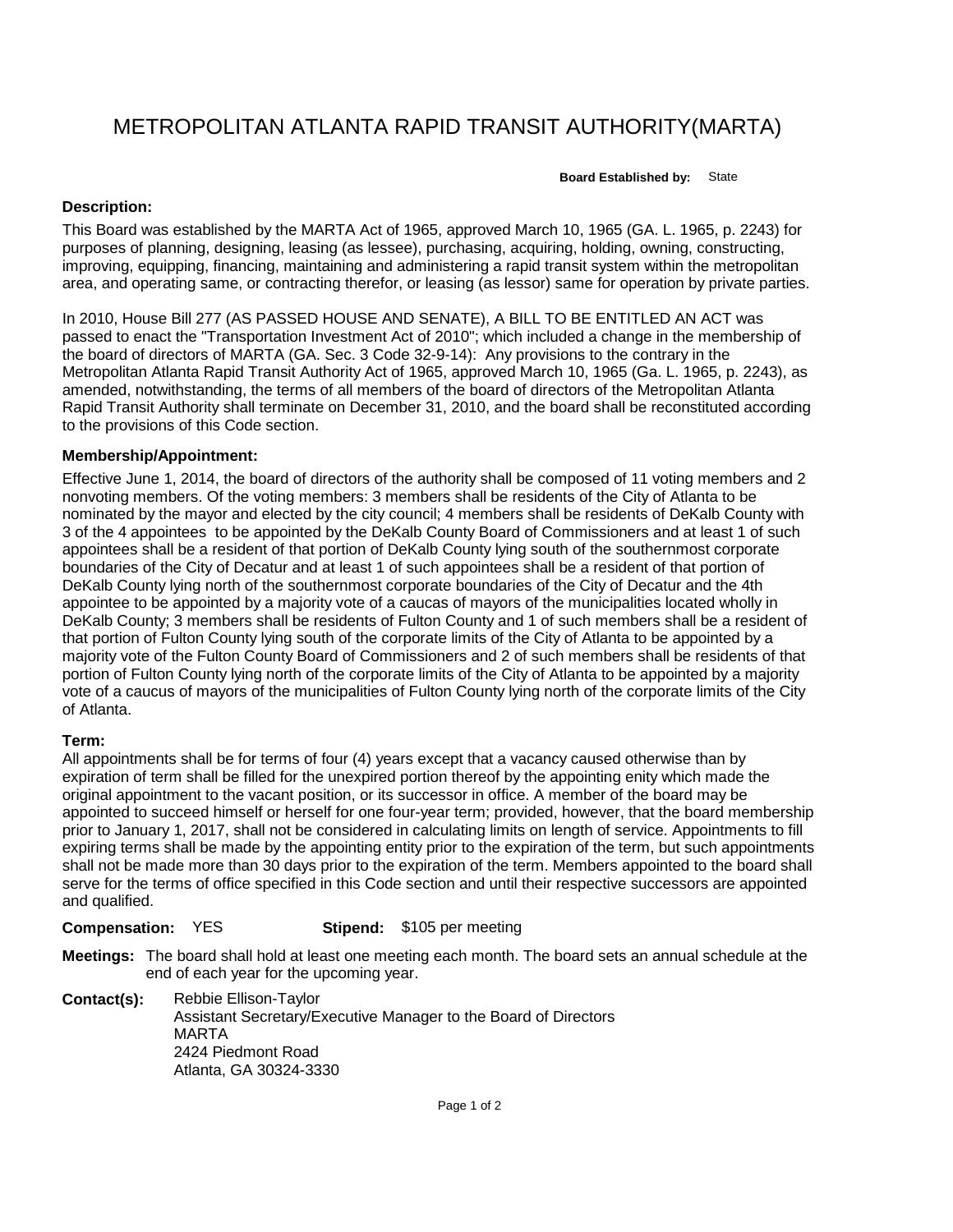# METROPOLITAN ATLANTA RAPID TRANSIT AUTHORITY(MARTA)

**Board Established by:** State

### Description:

This Board was established by the MARTA Act of 1965, approved March 10, 1965 (GA. L. 1965, p. 2243) for purposes of planning, designing, leasing (as lessee), purchasing, acquiring, holding, owning, constructing, improving, equipping, financing, maintaining and administering a rapid transit system within the metropolitan area, and operating same, or contracting therefor, or leasing (as lessor) same for operation by private parties.

In 2010, House Bill 277 (AS PASSED HOUSE AND SENATE), A BILL TO BE ENTITLED AN ACT was passed to enact the "Transportation Investment Act of 2010"; which included a change in the membership of the board of directors of MARTA (GA. Sec. 3 Code 32-9-14): Any provisions to the contrary in the Metropolitan Atlanta Rapid Transit Authority Act of 1965, approved March 10, 1965 (Ga. L. 1965, p. 2243), as amended, notwithstanding, the terms of all members of the board of directors of the Metropolitan Atlanta Rapid Transit Authority shall terminate on December 31, 2010, and the board shall be reconstituted according to the provisions of this Code section.

### Membership/Appointment:

Effective June 1, 2014, the board of directors of the authority shall be composed of 11 voting members and 2 nonvoting members. Of the voting members: 3 members shall be residents of the City of Atlanta to be nominated by the mayor and elected by the city council; 4 members shall be residents of DeKalb County with 3 of the 4 appointees to be appointed by the DeKalb County Board of Commissioners and at least 1 of such appointees shall be a resident of that portion of DeKalb County lying south of the southernmost corporate boundaries of the City of Decatur and at least 1 of such appointees shall be a resident of that portion of DeKalb County lying north of the southernmost corporate boundaries of the City of Decatur and the 4th appointee to be appointed by a majority vote of a caucas of mayors of the municipalities located wholly in DeKalb County; 3 members shall be residents of Fulton County and 1 of such members shall be a resident of that portion of Fulton County lying south of the corporate limits of the City of Atlanta to be appointed by a majority vote of the Fulton County Board of Commissioners and 2 of such members shall be residents of that portion of Fulton County lying north of the corporate limits of the City of Atlanta to be appointed by a majority vote of a caucus of mayors of the municipalities of Fulton County lying north of the corporate limits of the City of Atlanta.

### Term:

All appointments shall be for terms of four (4) years except that a vacancy caused otherwise than by expiration of term shall be filled for the unexpired portion thereof by the appointing enity which made the original appointment to the vacant position, or its successor in office. A member of the board may be appointed to succeed himself or herself for one four-year term; provided, however, that the board membership prior to January 1, 2017, shall not be considered in calculating limits on length of service. Appointments to fill expiring terms shall be made by the appointing entity prior to the expiration of the term, but such appointments shall not be made more than 30 days prior to the expiration of the term. Members appointed to the board shall serve for the terms of office specified in this Code section and until their respective successors are appointed and qualified.

**Compensation:** YES **Stipend:** $105 per meeting

**Meetings:** The board shall hold at least one meeting each month. The board sets an annual schedule at the end of each year for the upcoming year.

**Contact(s):** Rebbie Ellison-Taylor
Assistant Secretary/Executive Manager to the Board of Directors
MARTA
2424 Piedmont Road
Atlanta, GA 30324-3330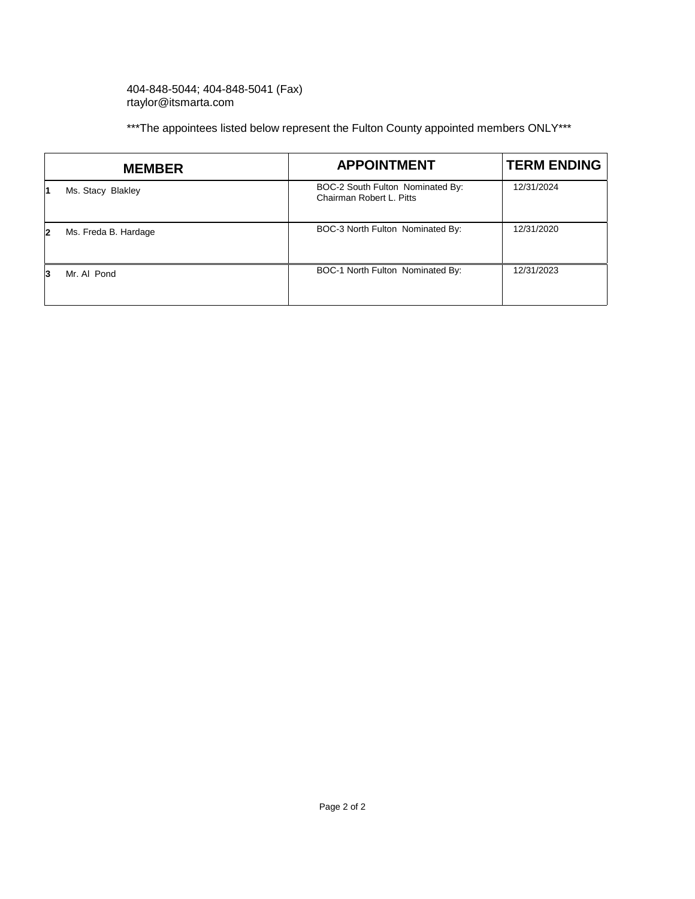404-848-5044; 404-848-5041 (Fax)
rtaylor@itsmarta.com

***The appointees listed below represent the Fulton County appointed members ONLY***

| | MEMBER | APPOINTMENT | TERM ENDING |
|---|---|---|---|
| **1** | Ms. Stacy Blakley | BOC-2 South Fulton Nominated By: Chairman Robert L. Pitts | 12/31/2024 |
| **2** | Ms. Freda B. Hardage | BOC-3 North Fulton Nominated By: | 12/31/2020 |
| **3** | Mr. Al Pond | BOC-1 North Fulton Nominated By: | 12/31/2023 |